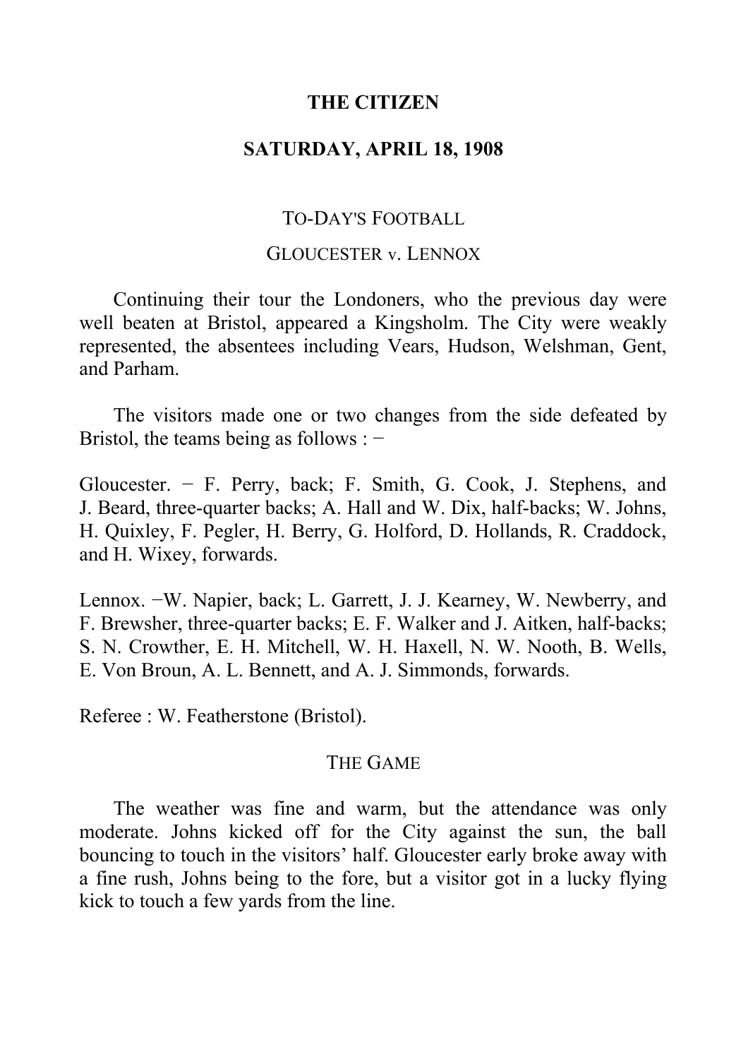# THE CITIZEN

## SATURDAY, APRIL 18, 1908

### TO-DAY'S FOOTBALL

### GLOUCESTER v. LENNOX

Continuing their tour the Londoners, who the previous day were well beaten at Bristol, appeared a Kingsholm. The City were weakly represented, the absentees including Vears, Hudson, Welshman, Gent, and Parham.

The visitors made one or two changes from the side defeated by Bristol, the teams being as follows : −

Gloucester. − F. Perry, back; F. Smith, G. Cook, J. Stephens, and J. Beard, three-quarter backs; A. Hall and W. Dix, half-backs; W. Johns, H. Quixley, F. Pegler, H. Berry, G. Holford, D. Hollands, R. Craddock, and H. Wixey, forwards.

Lennox. −W. Napier, back; L. Garrett, J. J. Kearney, W. Newberry, and F. Brewsher, three-quarter backs; E. F. Walker and J. Aitken, half-backs; S. N. Crowther, E. H. Mitchell, W. H. Haxell, N. W. Nooth, B. Wells, E. Von Broun, A. L. Bennett, and A. J. Simmonds, forwards.

Referee : W. Featherstone (Bristol).

### THE GAME

The weather was fine and warm, but the attendance was only moderate. Johns kicked off for the City against the sun, the ball bouncing to touch in the visitors' half. Gloucester early broke away with a fine rush, Johns being to the fore, but a visitor got in a lucky flying kick to touch a few yards from the line.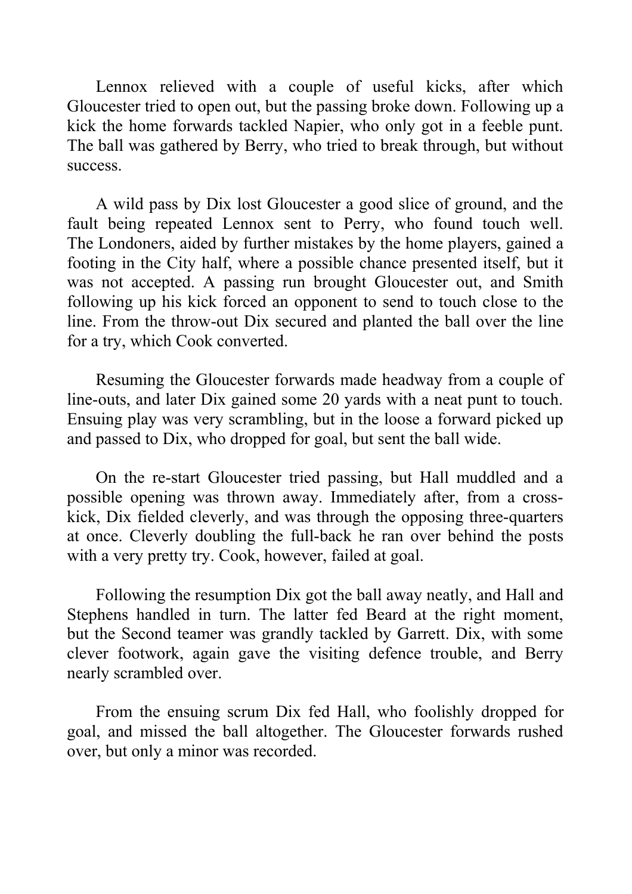Lennox relieved with a couple of useful kicks, after which Gloucester tried to open out, but the passing broke down. Following up a kick the home forwards tackled Napier, who only got in a feeble punt. The ball was gathered by Berry, who tried to break through, but without success.

A wild pass by Dix lost Gloucester a good slice of ground, and the fault being repeated Lennox sent to Perry, who found touch well. The Londoners, aided by further mistakes by the home players, gained a footing in the City half, where a possible chance presented itself, but it was not accepted. A passing run brought Gloucester out, and Smith following up his kick forced an opponent to send to touch close to the line. From the throw-out Dix secured and planted the ball over the line for a try, which Cook converted.

Resuming the Gloucester forwards made headway from a couple of line-outs, and later Dix gained some 20 yards with a neat punt to touch. Ensuing play was very scrambling, but in the loose a forward picked up and passed to Dix, who dropped for goal, but sent the ball wide.

On the re-start Gloucester tried passing, but Hall muddled and a possible opening was thrown away. Immediately after, from a cross-kick, Dix fielded cleverly, and was through the opposing three-quarters at once. Cleverly doubling the full-back he ran over behind the posts with a very pretty try. Cook, however, failed at goal.

Following the resumption Dix got the ball away neatly, and Hall and Stephens handled in turn. The latter fed Beard at the right moment, but the Second teamer was grandly tackled by Garrett. Dix, with some clever footwork, again gave the visiting defence trouble, and Berry nearly scrambled over.

From the ensuing scrum Dix fed Hall, who foolishly dropped for goal, and missed the ball altogether. The Gloucester forwards rushed over, but only a minor was recorded.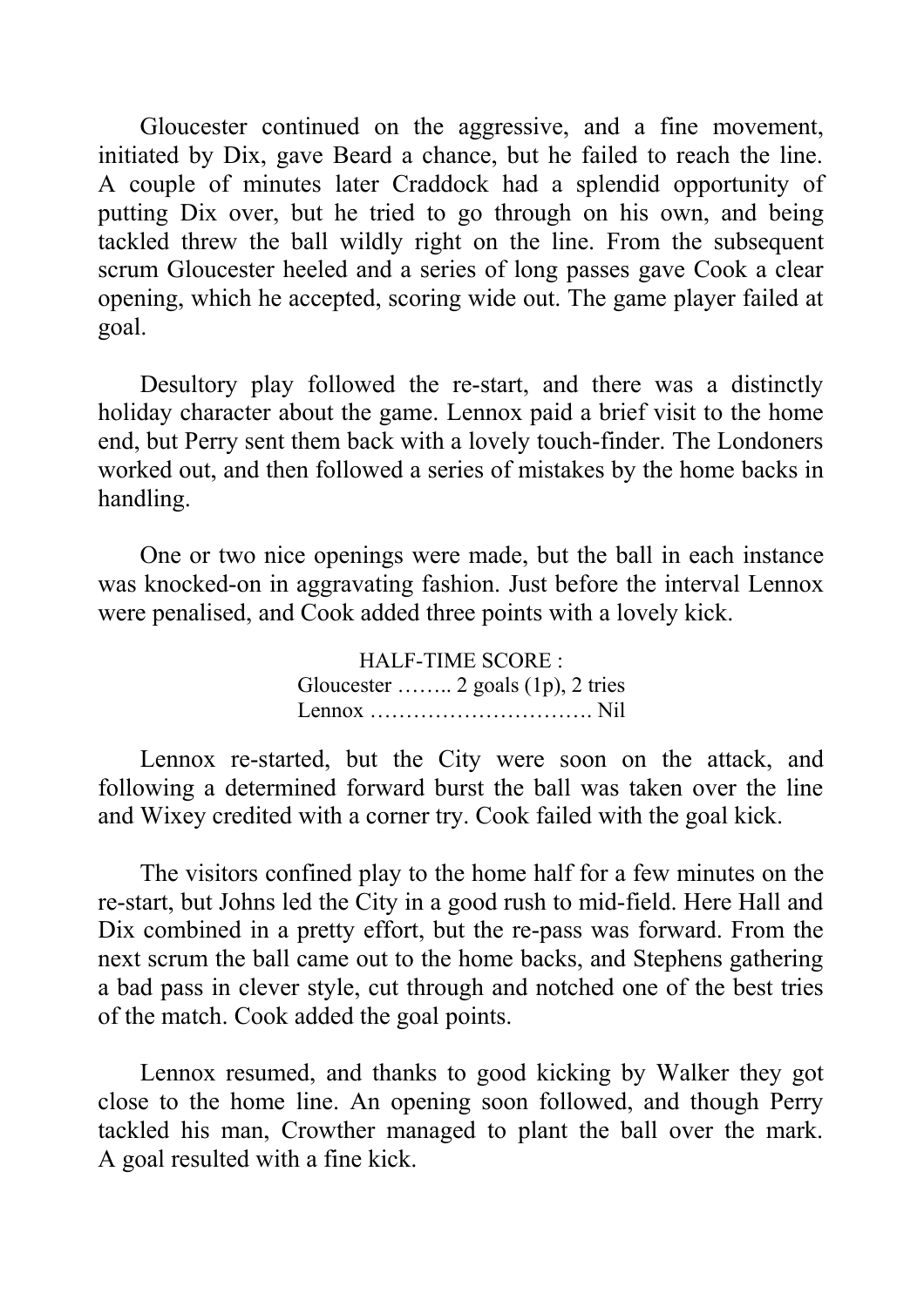Gloucester continued on the aggressive, and a fine movement, initiated by Dix, gave Beard a chance, but he failed to reach the line. A couple of minutes later Craddock had a splendid opportunity of putting Dix over, but he tried to go through on his own, and being tackled threw the ball wildly right on the line. From the subsequent scrum Gloucester heeled and a series of long passes gave Cook a clear opening, which he accepted, scoring wide out. The game player failed at goal.

Desultory play followed the re-start, and there was a distinctly holiday character about the game. Lennox paid a brief visit to the home end, but Perry sent them back with a lovely touch-finder. The Londoners worked out, and then followed a series of mistakes by the home backs in handling.

One or two nice openings were made, but the ball in each instance was knocked-on in aggravating fashion. Just before the interval Lennox were penalised, and Cook added three points with a lovely kick.

HALF-TIME SCORE :
Gloucester …….. 2 goals (1p), 2 tries
Lennox …………………………. Nil

Lennox re-started, but the City were soon on the attack, and following a determined forward burst the ball was taken over the line and Wixey credited with a corner try. Cook failed with the goal kick.

The visitors confined play to the home half for a few minutes on the re-start, but Johns led the City in a good rush to mid-field. Here Hall and Dix combined in a pretty effort, but the re-pass was forward. From the next scrum the ball came out to the home backs, and Stephens gathering a bad pass in clever style, cut through and notched one of the best tries of the match. Cook added the goal points.

Lennox resumed, and thanks to good kicking by Walker they got close to the home line. An opening soon followed, and though Perry tackled his man, Crowther managed to plant the ball over the mark. A goal resulted with a fine kick.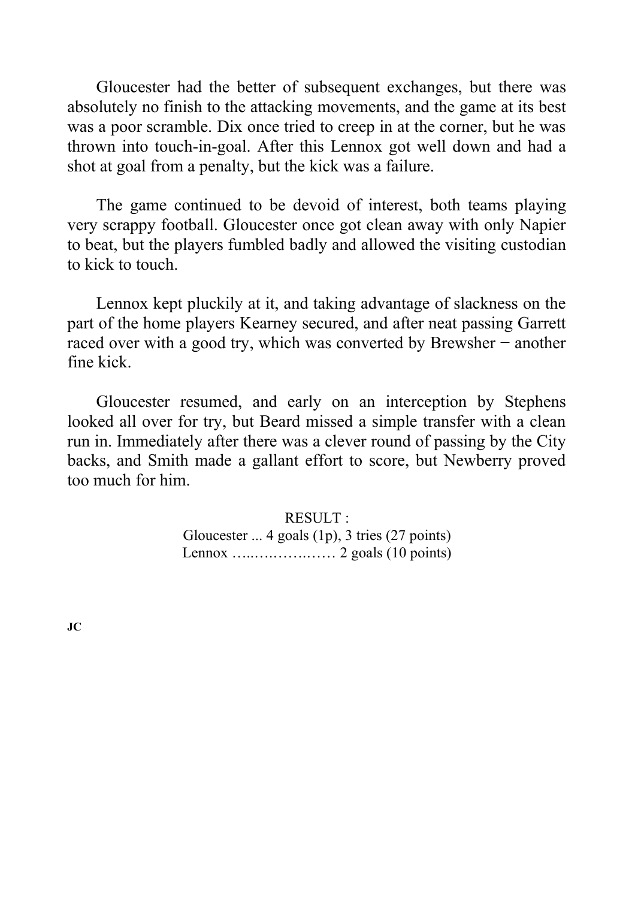Gloucester had the better of subsequent exchanges, but there was absolutely no finish to the attacking movements, and the game at its best was a poor scramble. Dix once tried to creep in at the corner, but he was thrown into touch-in-goal. After this Lennox got well down and had a shot at goal from a penalty, but the kick was a failure.

The game continued to be devoid of interest, both teams playing very scrappy football. Gloucester once got clean away with only Napier to beat, but the players fumbled badly and allowed the visiting custodian to kick to touch.

Lennox kept pluckily at it, and taking advantage of slackness on the part of the home players Kearney secured, and after neat passing Garrett raced over with a good try, which was converted by Brewsher − another fine kick.

Gloucester resumed, and early on an interception by Stephens looked all over for try, but Beard missed a simple transfer with a clean run in. Immediately after there was a clever round of passing by the City backs, and Smith made a gallant effort to score, but Newberry proved too much for him.

RESULT :
Gloucester ... 4 goals (1p), 3 tries (27 points)
Lennox …..……….…… 2 goals (10 points)

**JC**